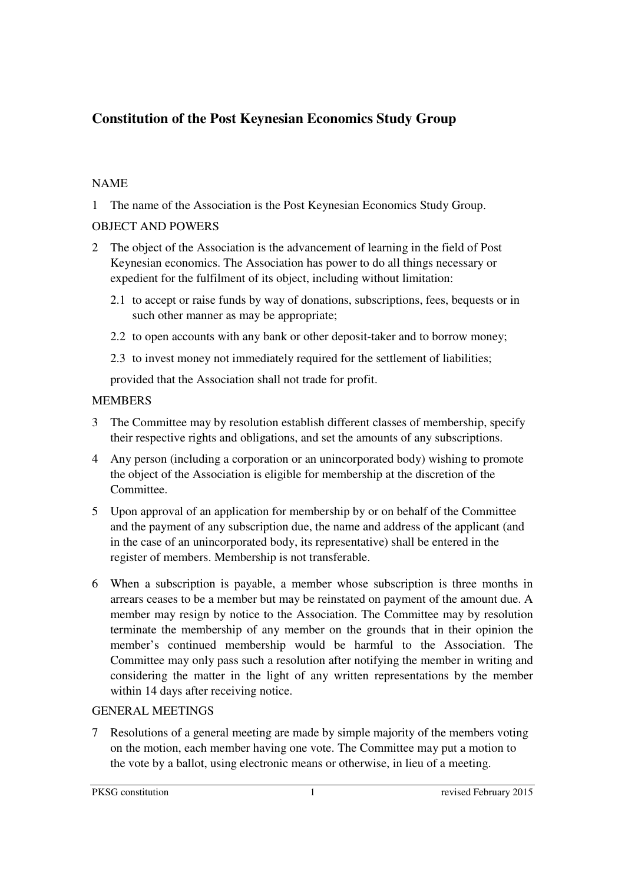# Constitution of the Post Keynesian Economics Study Group

## NAME

1 The name of the Association is the Post Keynesian Economics Study Group.

## OBJECT AND POWERS

2 The object of the Association is the advancement of learning in the field of Post Keynesian economics. The Association has power to do all things necessary or expedient for the fulfilment of its object, including without limitation:

2.1 to accept or raise funds by way of donations, subscriptions, fees, bequests or in such other manner as may be appropriate;

2.2 to open accounts with any bank or other deposit-taker and to borrow money;

2.3 to invest money not immediately required for the settlement of liabilities;

provided that the Association shall not trade for profit.

## MEMBERS

3 The Committee may by resolution establish different classes of membership, specify their respective rights and obligations, and set the amounts of any subscriptions.

4 Any person (including a corporation or an unincorporated body) wishing to promote the object of the Association is eligible for membership at the discretion of the Committee.

5 Upon approval of an application for membership by or on behalf of the Committee and the payment of any subscription due, the name and address of the applicant (and in the case of an unincorporated body, its representative) shall be entered in the register of members. Membership is not transferable.

6 When a subscription is payable, a member whose subscription is three months in arrears ceases to be a member but may be reinstated on payment of the amount due. A member may resign by notice to the Association. The Committee may by resolution terminate the membership of any member on the grounds that in their opinion the member's continued membership would be harmful to the Association. The Committee may only pass such a resolution after notifying the member in writing and considering the matter in the light of any written representations by the member within 14 days after receiving notice.

## GENERAL MEETINGS

7 Resolutions of a general meeting are made by simple majority of the members voting on the motion, each member having one vote. The Committee may put a motion to the vote by a ballot, using electronic means or otherwise, in lieu of a meeting.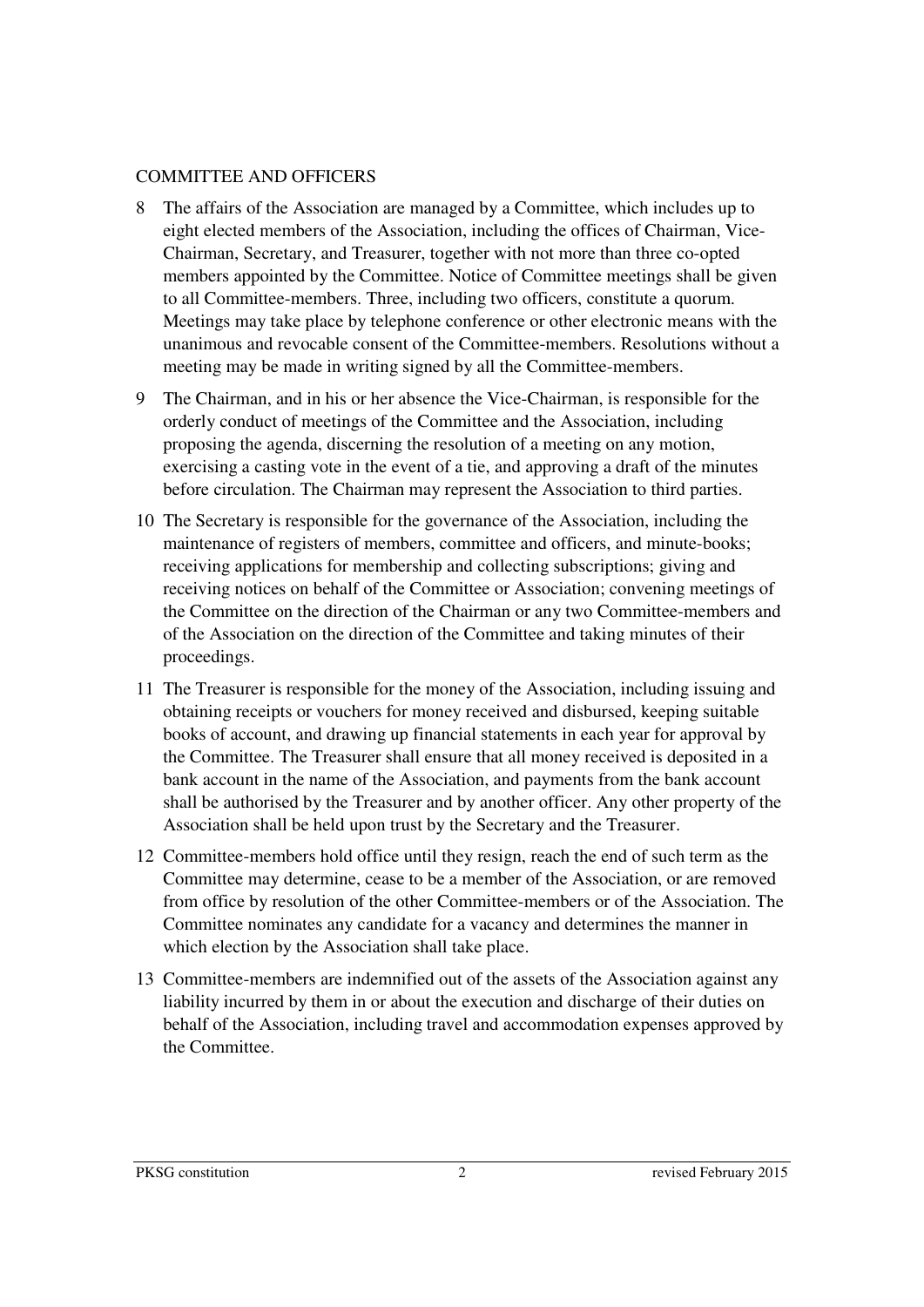## COMMITTEE AND OFFICERS

8 The affairs of the Association are managed by a Committee, which includes up to eight elected members of the Association, including the offices of Chairman, Vice-Chairman, Secretary, and Treasurer, together with not more than three co-opted members appointed by the Committee. Notice of Committee meetings shall be given to all Committee-members. Three, including two officers, constitute a quorum. Meetings may take place by telephone conference or other electronic means with the unanimous and revocable consent of the Committee-members. Resolutions without a meeting may be made in writing signed by all the Committee-members.

9 The Chairman, and in his or her absence the Vice-Chairman, is responsible for the orderly conduct of meetings of the Committee and the Association, including proposing the agenda, discerning the resolution of a meeting on any motion, exercising a casting vote in the event of a tie, and approving a draft of the minutes before circulation. The Chairman may represent the Association to third parties.

10 The Secretary is responsible for the governance of the Association, including the maintenance of registers of members, committee and officers, and minute-books; receiving applications for membership and collecting subscriptions; giving and receiving notices on behalf of the Committee or Association; convening meetings of the Committee on the direction of the Chairman or any two Committee-members and of the Association on the direction of the Committee and taking minutes of their proceedings.

11 The Treasurer is responsible for the money of the Association, including issuing and obtaining receipts or vouchers for money received and disbursed, keeping suitable books of account, and drawing up financial statements in each year for approval by the Committee. The Treasurer shall ensure that all money received is deposited in a bank account in the name of the Association, and payments from the bank account shall be authorised by the Treasurer and by another officer. Any other property of the Association shall be held upon trust by the Secretary and the Treasurer.

12 Committee-members hold office until they resign, reach the end of such term as the Committee may determine, cease to be a member of the Association, or are removed from office by resolution of the other Committee-members or of the Association. The Committee nominates any candidate for a vacancy and determines the manner in which election by the Association shall take place.

13 Committee-members are indemnified out of the assets of the Association against any liability incurred by them in or about the execution and discharge of their duties on behalf of the Association, including travel and accommodation expenses approved by the Committee.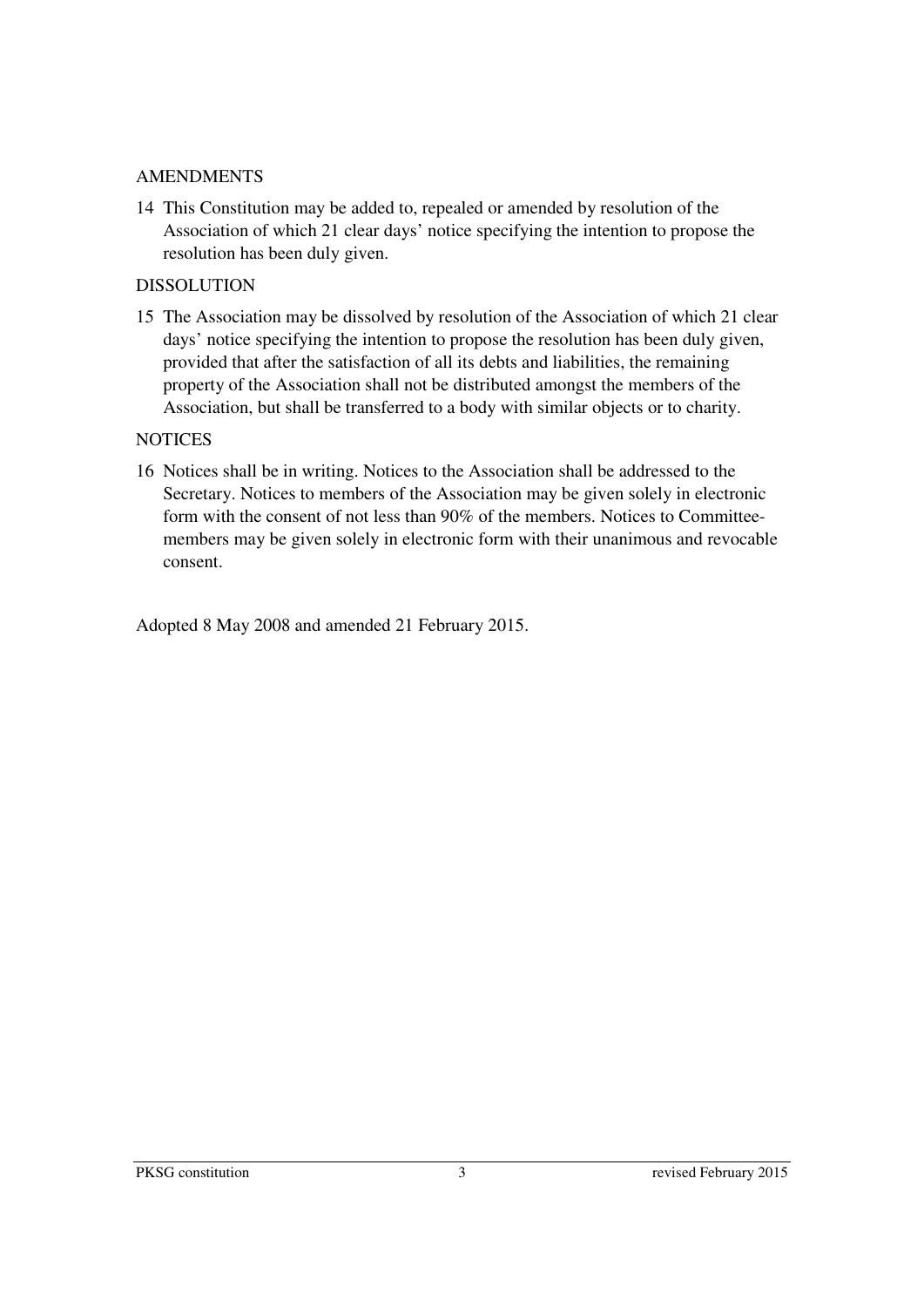## AMENDMENTS

14 This Constitution may be added to, repealed or amended by resolution of the Association of which 21 clear days' notice specifying the intention to propose the resolution has been duly given.

## DISSOLUTION

15 The Association may be dissolved by resolution of the Association of which 21 clear days' notice specifying the intention to propose the resolution has been duly given, provided that after the satisfaction of all its debts and liabilities, the remaining property of the Association shall not be distributed amongst the members of the Association, but shall be transferred to a body with similar objects or to charity.

## NOTICES

16 Notices shall be in writing. Notices to the Association shall be addressed to the Secretary. Notices to members of the Association may be given solely in electronic form with the consent of not less than 90% of the members. Notices to Committee-members may be given solely in electronic form with their unanimous and revocable consent.

Adopted 8 May 2008 and amended 21 February 2015.